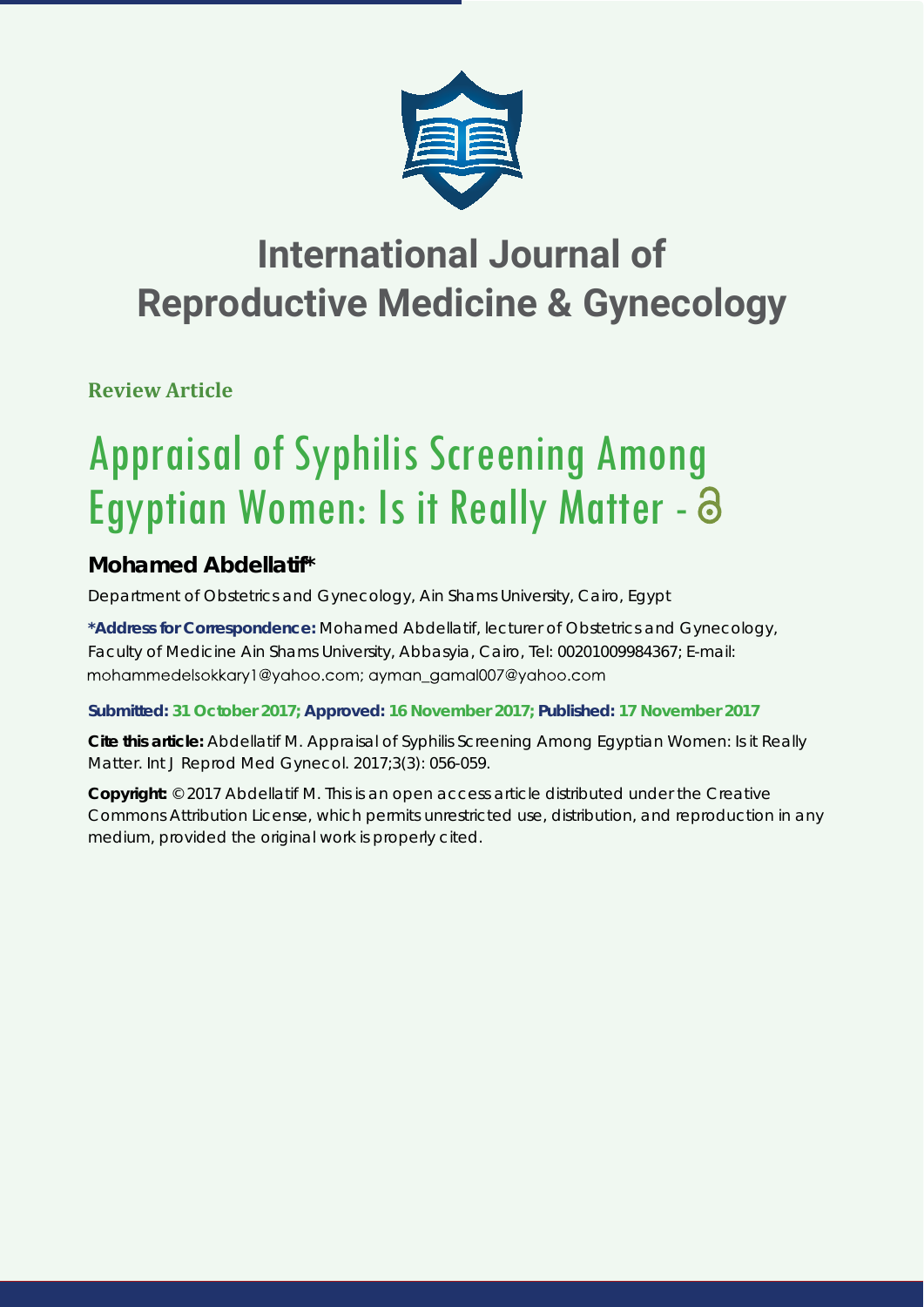# International Journal of Reproductive Medicine & Gynecology

**Review Article**

# Appraisal of Syphilis Screening Among Egyptian Women: Is it Really Matter -

**Mohamed Abdellatif***

Department of Obstetrics and Gynecology, Ain Shams University, Cairo, Egypt

**\*Address for Correspondence:** Mohamed Abdellatif, lecturer of Obstetrics and Gynecology, Faculty of Medicine Ain Shams University, Abbasyia, Cairo, Tel: 00201009984367; E-mail: mohammedelsokkary1@yahoo.com; ayman_gamal007@yahoo.com

**Submitted: 31 October 2017; Approved: 16 November 2017; Published: 17 November 2017**

**Cite this article:** Abdellatif M. Appraisal of Syphilis Screening Among Egyptian Women: Is it Really Matter. Int J Reprod Med Gynecol. 2017;3(3): 056-059.

**Copyright:** © 2017 Abdellatif M. This is an open access article distributed under the Creative Commons Attribution License, which permits unrestricted use, distribution, and reproduction in any medium, provided the original work is properly cited.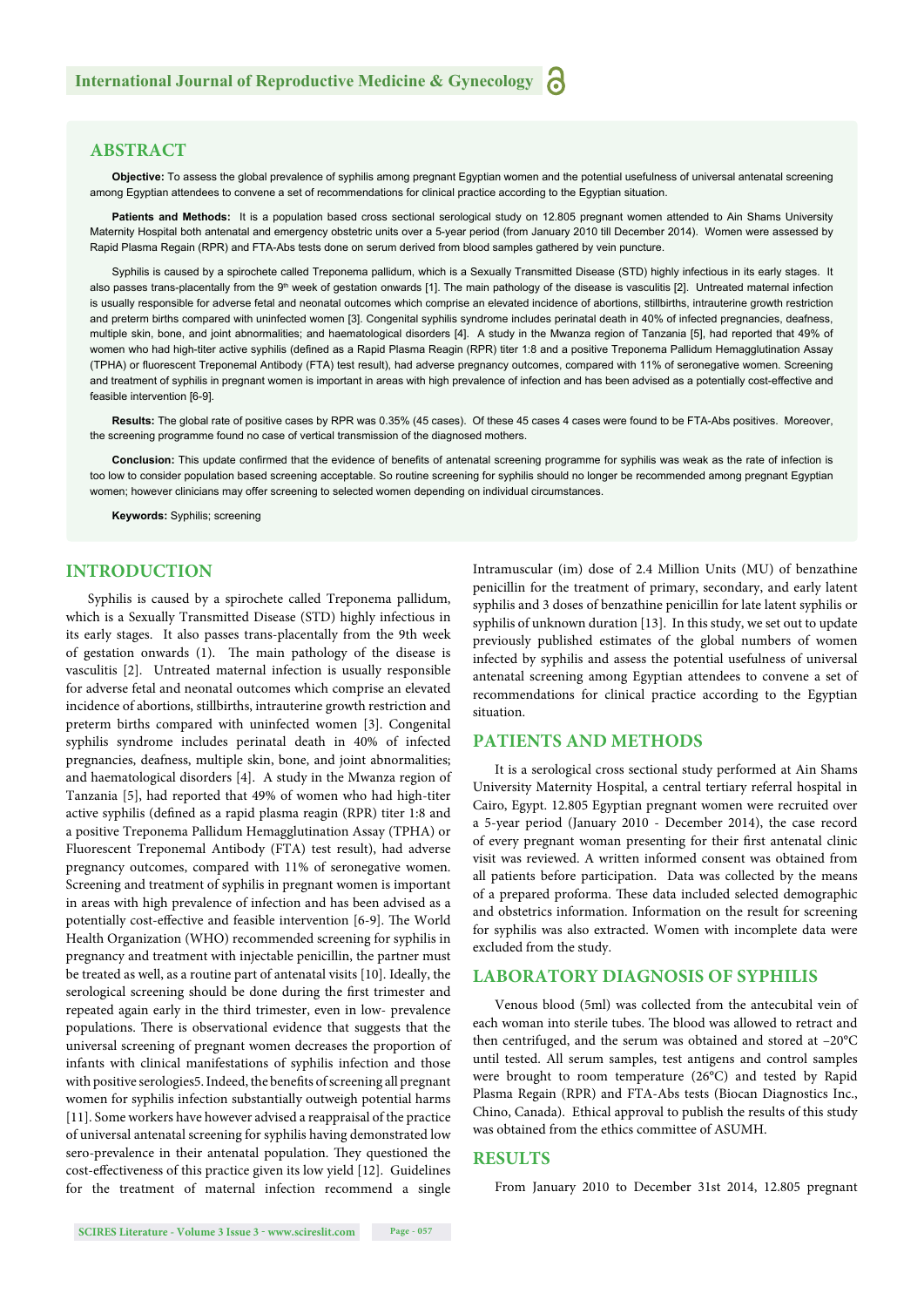## ABSTRACT

**Objective:** To assess the global prevalence of syphilis among pregnant Egyptian women and the potential usefulness of universal antenatal screening among Egyptian attendees to convene a set of recommendations for clinical practice according to the Egyptian situation.

**Patients and Methods:** It is a population based cross sectional serological study on 12.805 pregnant women attended to Ain Shams University Maternity Hospital both antenatal and emergency obstetric units over a 5-year period (from January 2010 till December 2014). Women were assessed by Rapid Plasma Regain (RPR) and FTA-Abs tests done on serum derived from blood samples gathered by vein puncture.

Syphilis is caused by a spirochete called Treponema pallidum, which is a Sexually Transmitted Disease (STD) highly infectious in its early stages. It also passes trans-placentally from the 9th week of gestation onwards [1]. The main pathology of the disease is vasculitis [2]. Untreated maternal infection is usually responsible for adverse fetal and neonatal outcomes which comprise an elevated incidence of abortions, stillbirths, intrauterine growth restriction and preterm births compared with uninfected women [3]. Congenital syphilis syndrome includes perinatal death in 40% of infected pregnancies, deafness, multiple skin, bone, and joint abnormalities; and haematological disorders [4]. A study in the Mwanza region of Tanzania [5], had reported that 49% of women who had high-titer active syphilis (defined as a Rapid Plasma Reagin (RPR) titer 1:8 and a positive Treponema Pallidum Hemagglutination Assay (TPHA) or fluorescent Treponemal Antibody (FTA) test result), had adverse pregnancy outcomes, compared with 11% of seronegative women. Screening and treatment of syphilis in pregnant women is important in areas with high prevalence of infection and has been advised as a potentially cost-effective and feasible intervention [6-9].

**Results:** The global rate of positive cases by RPR was 0.35% (45 cases). Of these 45 cases 4 cases were found to be FTA-Abs positives. Moreover, the screening programme found no case of vertical transmission of the diagnosed mothers.

**Conclusion:** This update confirmed that the evidence of benefits of antenatal screening programme for syphilis was weak as the rate of infection is too low to consider population based screening acceptable. So routine screening for syphilis should no longer be recommended among pregnant Egyptian women; however clinicians may offer screening to selected women depending on individual circumstances.

**Keywords:** Syphilis; screening

## INTRODUCTION

Syphilis is caused by a spirochete called Treponema pallidum, which is a Sexually Transmitted Disease (STD) highly infectious in its early stages. It also passes trans-placentally from the 9th week of gestation onwards (1). The main pathology of the disease is vasculitis [2]. Untreated maternal infection is usually responsible for adverse fetal and neonatal outcomes which comprise an elevated incidence of abortions, stillbirths, intrauterine growth restriction and preterm births compared with uninfected women [3]. Congenital syphilis syndrome includes perinatal death in 40% of infected pregnancies, deafness, multiple skin, bone, and joint abnormalities; and haematological disorders [4]. A study in the Mwanza region of Tanzania [5], had reported that 49% of women who had high-titer active syphilis (defined as a rapid plasma reagin (RPR) titer 1:8 and a positive Treponema Pallidum Hemagglutination Assay (TPHA) or Fluorescent Treponemal Antibody (FTA) test result), had adverse pregnancy outcomes, compared with 11% of seronegative women. Screening and treatment of syphilis in pregnant women is important in areas with high prevalence of infection and has been advised as a potentially cost-effective and feasible intervention [6-9]. The World Health Organization (WHO) recommended screening for syphilis in pregnancy and treatment with injectable penicillin, the partner must be treated as well, as a routine part of antenatal visits [10]. Ideally, the serological screening should be done during the first trimester and repeated again early in the third trimester, even in low- prevalence populations. There is observational evidence that suggests that the universal screening of pregnant women decreases the proportion of infants with clinical manifestations of syphilis infection and those with positive serologies5. Indeed, the benefits of screening all pregnant women for syphilis infection substantially outweigh potential harms [11]. Some workers have however advised a reappraisal of the practice of universal antenatal screening for syphilis having demonstrated low sero-prevalence in their antenatal population. They questioned the cost-effectiveness of this practice given its low yield [12]. Guidelines for the treatment of maternal infection recommend a single Intramuscular (im) dose of 2.4 Million Units (MU) of benzathine penicillin for the treatment of primary, secondary, and early latent syphilis and 3 doses of benzathine penicillin for late latent syphilis or syphilis of unknown duration [13]. In this study, we set out to update previously published estimates of the global numbers of women infected by syphilis and assess the potential usefulness of universal antenatal screening among Egyptian attendees to convene a set of recommendations for clinical practice according to the Egyptian situation.

## PATIENTS AND METHODS

It is a serological cross sectional study performed at Ain Shams University Maternity Hospital, a central tertiary referral hospital in Cairo, Egypt. 12.805 Egyptian pregnant women were recruited over a 5-year period (January 2010 - December 2014), the case record of every pregnant woman presenting for their first antenatal clinic visit was reviewed. A written informed consent was obtained from all patients before participation. Data was collected by the means of a prepared proforma. These data included selected demographic and obstetrics information. Information on the result for screening for syphilis was also extracted. Women with incomplete data were excluded from the study.

## LABORATORY DIAGNOSIS OF SYPHILIS

Venous blood (5ml) was collected from the antecubital vein of each woman into sterile tubes. The blood was allowed to retract and then centrifuged, and the serum was obtained and stored at −20°C until tested. All serum samples, test antigens and control samples were brought to room temperature (26°C) and tested by Rapid Plasma Regain (RPR) and FTA-Abs tests (Biocan Diagnostics Inc., Chino, Canada). Ethical approval to publish the results of this study was obtained from the ethics committee of ASUMH.

## RESULTS

From January 2010 to December 31st 2014, 12.805 pregnant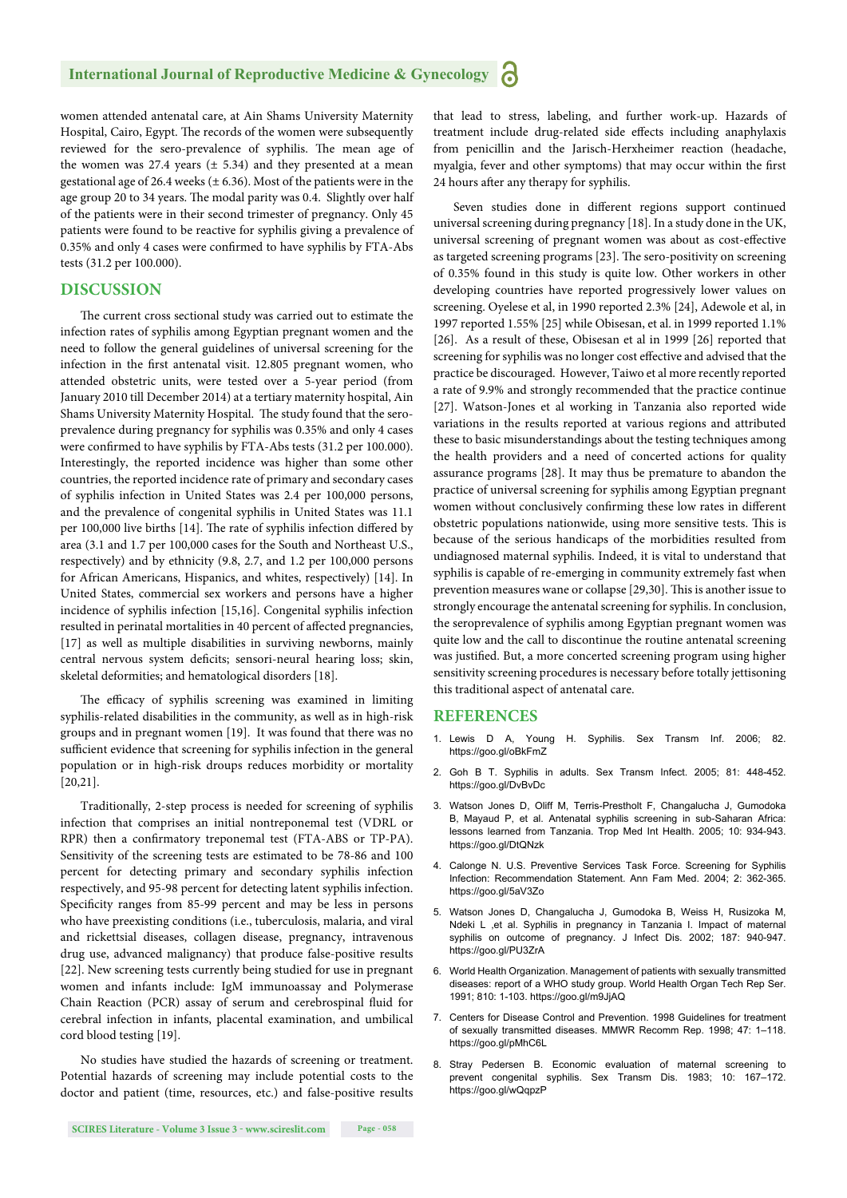women attended antenatal care, at Ain Shams University Maternity Hospital, Cairo, Egypt. The records of the women were subsequently reviewed for the sero-prevalence of syphilis. The mean age of the women was 27.4 years (± 5.34) and they presented at a mean gestational age of 26.4 weeks (± 6.36). Most of the patients were in the age group 20 to 34 years. The modal parity was 0.4. Slightly over half of the patients were in their second trimester of pregnancy. Only 45 patients were found to be reactive for syphilis giving a prevalence of 0.35% and only 4 cases were confirmed to have syphilis by FTA-Abs tests (31.2 per 100.000).

## DISCUSSION

The current cross sectional study was carried out to estimate the infection rates of syphilis among Egyptian pregnant women and the need to follow the general guidelines of universal screening for the infection in the first antenatal visit. 12.805 pregnant women, who attended obstetric units, were tested over a 5-year period (from January 2010 till December 2014) at a tertiary maternity hospital, Ain Shams University Maternity Hospital. The study found that the sero-prevalence during pregnancy for syphilis was 0.35% and only 4 cases were confirmed to have syphilis by FTA-Abs tests (31.2 per 100.000). Interestingly, the reported incidence was higher than some other countries, the reported incidence rate of primary and secondary cases of syphilis infection in United States was 2.4 per 100,000 persons, and the prevalence of congenital syphilis in United States was 11.1 per 100,000 live births [14]. The rate of syphilis infection differed by area (3.1 and 1.7 per 100,000 cases for the South and Northeast U.S., respectively) and by ethnicity (9.8, 2.7, and 1.2 per 100,000 persons for African Americans, Hispanics, and whites, respectively) [14]. In United States, commercial sex workers and persons have a higher incidence of syphilis infection [15,16]. Congenital syphilis infection resulted in perinatal mortalities in 40 percent of affected pregnancies, [17] as well as multiple disabilities in surviving newborns, mainly central nervous system deficits; sensori-neural hearing loss; skin, skeletal deformities; and hematological disorders [18].

The efficacy of syphilis screening was examined in limiting syphilis-related disabilities in the community, as well as in high-risk groups and in pregnant women [19]. It was found that there was no sufficient evidence that screening for syphilis infection in the general population or in high-risk droups reduces morbidity or mortality [20,21].

Traditionally, 2-step process is needed for screening of syphilis infection that comprises an initial nontreponemal test (VDRL or RPR) then a confirmatory treponemal test (FTA-ABS or TP-PA). Sensitivity of the screening tests are estimated to be 78-86 and 100 percent for detecting primary and secondary syphilis infection respectively, and 95-98 percent for detecting latent syphilis infection. Specificity ranges from 85-99 percent and may be less in persons who have preexisting conditions (i.e., tuberculosis, malaria, and viral and rickettsial diseases, collagen disease, pregnancy, intravenous drug use, advanced malignancy) that produce false-positive results [22]. New screening tests currently being studied for use in pregnant women and infants include: IgM immunoassay and Polymerase Chain Reaction (PCR) assay of serum and cerebrospinal fluid for cerebral infection in infants, placental examination, and umbilical cord blood testing [19].

No studies have studied the hazards of screening or treatment. Potential hazards of screening may include potential costs to the doctor and patient (time, resources, etc.) and false-positive results that lead to stress, labeling, and further work-up. Hazards of treatment include drug-related side effects including anaphylaxis from penicillin and the Jarisch-Herxheimer reaction (headache, myalgia, fever and other symptoms) that may occur within the first 24 hours after any therapy for syphilis.

Seven studies done in different regions support continued universal screening during pregnancy [18]. In a study done in the UK, universal screening of pregnant women was about as cost-effective as targeted screening programs [23]. The sero-positivity on screening of 0.35% found in this study is quite low. Other workers in other developing countries have reported progressively lower values on screening. Oyelese et al, in 1990 reported 2.3% [24], Adewole et al, in 1997 reported 1.55% [25] while Obisesan, et al. in 1999 reported 1.1% [26]. As a result of these, Obisesan et al in 1999 [26] reported that screening for syphilis was no longer cost effective and advised that the practice be discouraged. However, Taiwo et al more recently reported a rate of 9.9% and strongly recommended that the practice continue [27]. Watson-Jones et al working in Tanzania also reported wide variations in the results reported at various regions and attributed these to basic misunderstandings about the testing techniques among the health providers and a need of concerted actions for quality assurance programs [28]. It may thus be premature to abandon the practice of universal screening for syphilis among Egyptian pregnant women without conclusively confirming these low rates in different obstetric populations nationwide, using more sensitive tests. This is because of the serious handicaps of the morbidities resulted from undiagnosed maternal syphilis. Indeed, it is vital to understand that syphilis is capable of re-emerging in community extremely fast when prevention measures wane or collapse [29,30]. This is another issue to strongly encourage the antenatal screening for syphilis. In conclusion, the seroprevalence of syphilis among Egyptian pregnant women was quite low and the call to discontinue the routine antenatal screening was justified. But, a more concerted screening program using higher sensitivity screening procedures is necessary before totally jettisoning this traditional aspect of antenatal care.

## REFERENCES

1. Lewis D A, Young H. Syphilis. Sex Transm Inf. 2006; 82. https://goo.gl/oBkFmZ
2. Goh B T. Syphilis in adults. Sex Transm Infect. 2005; 81: 448-452. https://goo.gl/DvBvDc
3. Watson Jones D, Oliff M, Terris-Prestholt F, Changalucha J, Gumodoka B, Mayaud P, et al. Antenatal syphilis screening in sub-Saharan Africa: lessons learned from Tanzania. Trop Med Int Health. 2005; 10: 934-943. https://goo.gl/DtQNzk
4. Calonge N. U.S. Preventive Services Task Force. Screening for Syphilis Infection: Recommendation Statement. Ann Fam Med. 2004; 2: 362-365. https://goo.gl/5aV3Zo
5. Watson Jones D, Changalucha J, Gumodoka B, Weiss H, Rusizoka M, Ndeki L ,et al. Syphilis in pregnancy in Tanzania I. Impact of maternal syphilis on outcome of pregnancy. J Infect Dis. 2002; 187: 940-947. https://goo.gl/PU3ZrA
6. World Health Organization. Management of patients with sexually transmitted diseases: report of a WHO study group. World Health Organ Tech Rep Ser. 1991; 810: 1-103. https://goo.gl/m9JjAQ
7. Centers for Disease Control and Prevention. 1998 Guidelines for treatment of sexually transmitted diseases. MMWR Recomm Rep. 1998; 47: 1–118. https://goo.gl/pMhC6L
8. Stray Pedersen B. Economic evaluation of maternal screening to prevent congenital syphilis. Sex Transm Dis. 1983; 10: 167–172. https://goo.gl/wQqpzP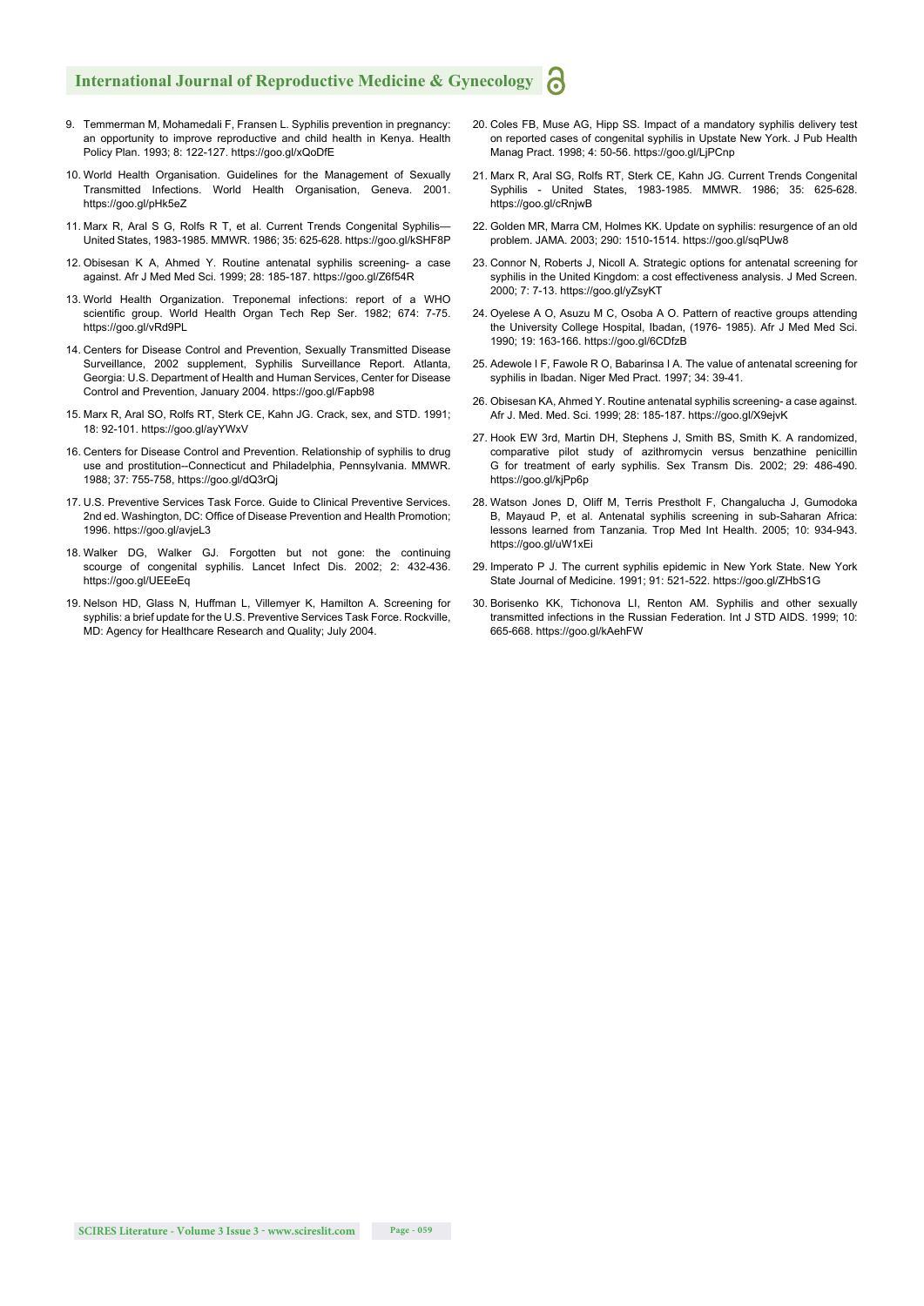9. Temmerman M, Mohamedali F, Fransen L. Syphilis prevention in pregnancy: an opportunity to improve reproductive and child health in Kenya. Health Policy Plan. 1993; 8: 122-127. https://goo.gl/xQoDfE

10. World Health Organisation. Guidelines for the Management of Sexually Transmitted Infections. World Health Organisation, Geneva. 2001. https://goo.gl/pHk5eZ

11. Marx R, Aral S G, Rolfs R T, et al. Current Trends Congenital Syphilis—United States, 1983-1985. MMWR. 1986; 35: 625-628. https://goo.gl/kSHF8P

12. Obisesan K A, Ahmed Y. Routine antenatal syphilis screening- a case against. Afr J Med Med Sci. 1999; 28: 185-187. https://goo.gl/Z6f54R

13. World Health Organization. Treponemal infections: report of a WHO scientific group. World Health Organ Tech Rep Ser. 1982; 674: 7-75. https://goo.gl/vRd9PL

14. Centers for Disease Control and Prevention, Sexually Transmitted Disease Surveillance, 2002 supplement, Syphilis Surveillance Report. Atlanta, Georgia: U.S. Department of Health and Human Services, Center for Disease Control and Prevention, January 2004. https://goo.gl/Fapb98

15. Marx R, Aral SO, Rolfs RT, Sterk CE, Kahn JG. Crack, sex, and STD. 1991; 18: 92-101. https://goo.gl/ayYWxV

16. Centers for Disease Control and Prevention. Relationship of syphilis to drug use and prostitution--Connecticut and Philadelphia, Pennsylvania. MMWR. 1988; 37: 755-758, https://goo.gl/dQ3rQj

17. U.S. Preventive Services Task Force. Guide to Clinical Preventive Services. 2nd ed. Washington, DC: Office of Disease Prevention and Health Promotion; 1996. https://goo.gl/avjeL3

18. Walker DG, Walker GJ. Forgotten but not gone: the continuing scourge of congenital syphilis. Lancet Infect Dis. 2002; 2: 432-436. https://goo.gl/UEEeEq

19. Nelson HD, Glass N, Huffman L, Villemyer K, Hamilton A. Screening for syphilis: a brief update for the U.S. Preventive Services Task Force. Rockville, MD: Agency for Healthcare Research and Quality; July 2004.

20. Coles FB, Muse AG, Hipp SS. Impact of a mandatory syphilis delivery test on reported cases of congenital syphilis in Upstate New York. J Pub Health Manag Pract. 1998; 4: 50-56. https://goo.gl/LjPCnp

21. Marx R, Aral SG, Rolfs RT, Sterk CE, Kahn JG. Current Trends Congenital Syphilis - United States, 1983-1985. MMWR. 1986; 35: 625-628. https://goo.gl/cRnjwB

22. Golden MR, Marra CM, Holmes KK. Update on syphilis: resurgence of an old problem. JAMA. 2003; 290: 1510-1514. https://goo.gl/sqPUw8

23. Connor N, Roberts J, Nicoll A. Strategic options for antenatal screening for syphilis in the United Kingdom: a cost effectiveness analysis. J Med Screen. 2000; 7: 7-13. https://goo.gl/yZsyKT

24. Oyelese A O, Asuzu M C, Osoba A O. Pattern of reactive groups attending the University College Hospital, Ibadan, (1976- 1985). Afr J Med Med Sci. 1990; 19: 163-166. https://goo.gl/6CDfzB

25. Adewole I F, Fawole R O, Babarinsa I A. The value of antenatal screening for syphilis in Ibadan. Niger Med Pract. 1997; 34: 39-41.

26. Obisesan KA, Ahmed Y. Routine antenatal syphilis screening- a case against. Afr J. Med. Med. Sci. 1999; 28: 185-187. https://goo.gl/X9ejvK

27. Hook EW 3rd, Martin DH, Stephens J, Smith BS, Smith K. A randomized, comparative pilot study of azithromycin versus benzathine penicillin G for treatment of early syphilis. Sex Transm Dis. 2002; 29: 486-490. https://goo.gl/kjPp6p

28. Watson Jones D, Oliff M, Terris Prestholt F, Changalucha J, Gumodoka B, Mayaud P, et al. Antenatal syphilis screening in sub-Saharan Africa: lessons learned from Tanzania. Trop Med Int Health. 2005; 10: 934-943. https://goo.gl/uW1xEi

29. Imperato P J. The current syphilis epidemic in New York State. New York State Journal of Medicine. 1991; 91: 521-522. https://goo.gl/ZHbS1G

30. Borisenko KK, Tichonova LI, Renton AM. Syphilis and other sexually transmitted infections in the Russian Federation. Int J STD AIDS. 1999; 10: 665-668. https://goo.gl/kAehFW